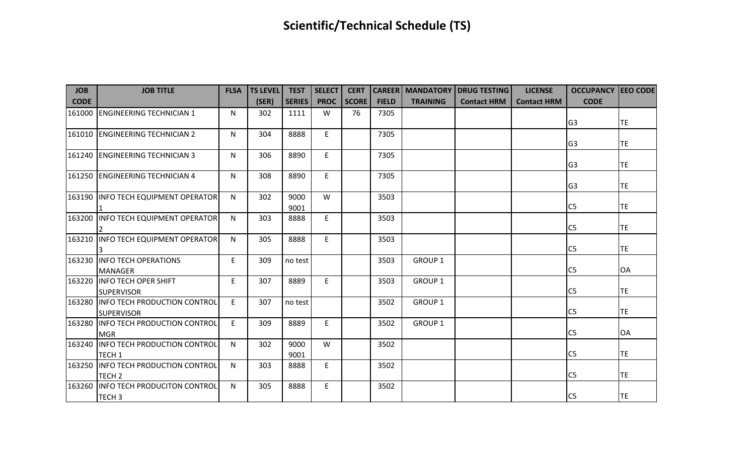# Scientific/Technical Schedule (TS)

| JOB CODE | JOB TITLE | FLSA | TS LEVEL (SER) | TEST SERIES | SELECT PROC | CERT SCORE | CAREER FIELD | MANDATORY TRAINING | DRUG TESTING Contact HRM | LICENSE Contact HRM | OCCUPANCY CODE | EEO CODE |
|---|---|---|---|---|---|---|---|---|---|---|---|---|
| 161000 | ENGINEERING TECHNICIAN 1 | N | 302 | 1111 | W | 76 | 7305 | | | | G3 | TE |
| 161010 | ENGINEERING TECHNICIAN 2 | N | 304 | 8888 | E | | 7305 | | | | G3 | TE |
| 161240 | ENGINEERING TECHNICIAN 3 | N | 306 | 8890 | E | | 7305 | | | | G3 | TE |
| 161250 | ENGINEERING TECHNICIAN 4 | N | 308 | 8890 | E | | 7305 | | | | G3 | TE |
| 163190 | INFO TECH EQUIPMENT OPERATOR 1 | N | 302 | 9000 9001 | W | | 3503 | | | | C5 | TE |
| 163200 | INFO TECH EQUIPMENT OPERATOR 2 | N | 303 | 8888 | E | | 3503 | | | | C5 | TE |
| 163210 | INFO TECH EQUIPMENT OPERATOR 3 | N | 305 | 8888 | E | | 3503 | | | | C5 | TE |
| 163230 | INFO TECH OPERATIONS MANAGER | E | 309 | no test | | | 3503 | GROUP 1 | | | C5 | OA |
| 163220 | INFO TECH OPER SHIFT SUPERVISOR | E | 307 | 8889 | E | | 3503 | GROUP 1 | | | C5 | TE |
| 163280 | INFO TECH PRODUCTION CONTROL SUPERVISOR | E | 307 | no test | | | 3502 | GROUP 1 | | | C5 | TE |
| 163280 | INFO TECH PRODUCTION CONTROL MGR | E | 309 | 8889 | E | | 3502 | GROUP 1 | | | C5 | OA |
| 163240 | INFO TECH PRODUCTION CONTROL TECH 1 | N | 302 | 9000 9001 | W | | 3502 | | | | C5 | TE |
| 163250 | INFO TECH PRODUCTION CONTROL TECH 2 | N | 303 | 8888 | E | | 3502 | | | | C5 | TE |
| 163260 | INFO TECH PRODUCITON CONTROL TECH 3 | N | 305 | 8888 | E | | 3502 | | | | C5 | TE |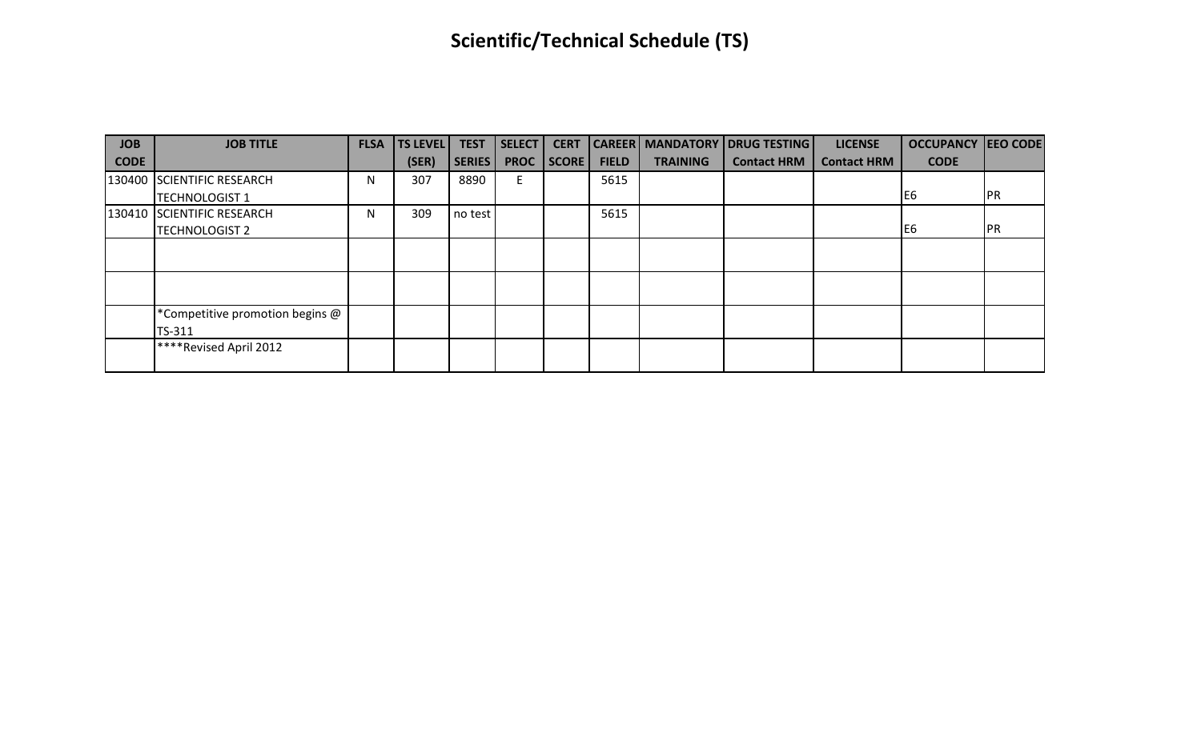# Scientific/Technical Schedule (TS)

| JOB CODE | JOB TITLE | FLSA | TS LEVEL (SER) | TEST SERIES | SELECT PROC | CERT SCORE | CAREER FIELD | MANDATORY TRAINING | DRUG TESTING Contact HRM | LICENSE Contact HRM | OCCUPANCY CODE | EEO CODE |
|---|---|---|---|---|---|---|---|---|---|---|---|---|
| 130400 | SCIENTIFIC RESEARCH TECHNOLOGIST 1 | N | 307 | 8890 | E | | 5615 | | | | E6 | PR |
| 130410 | SCIENTIFIC RESEARCH TECHNOLOGIST 2 | N | 309 | no test | | | 5615 | | | | E6 | PR |
| | | | | | | | | | | | | |
| | | | | | | | | | | | | |
| | *Competitive promotion begins @ TS-311 | | | | | | | | | | | |
| | ****Revised April 2012 | | | | | | | | | | | |